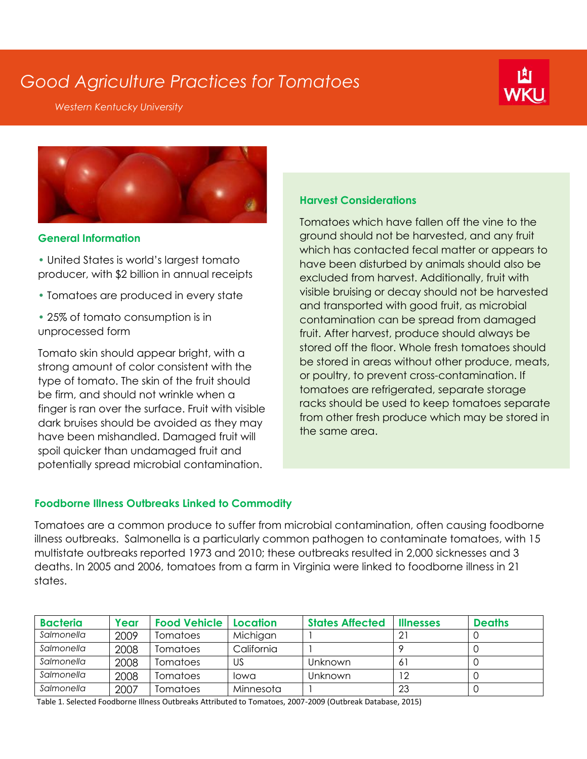# Good Agriculture Practices for Tomatoes

*Western Kentucky University*

### General Information

- United States is world's largest tomato producer, with $2 billion in annual receipts
- Tomatoes are produced in every state
- 25% of tomato consumption is in unprocessed form

Tomato skin should appear bright, with a strong amount of color consistent with the type of tomato. The skin of the fruit should be firm, and should not wrinkle when a finger is ran over the surface. Fruit with visible dark bruises should be avoided as they may have been mishandled. Damaged fruit will spoil quicker than undamaged fruit and potentially spread microbial contamination.

### Harvest Considerations

Tomatoes which have fallen off the vine to the ground should not be harvested, and any fruit which has contacted fecal matter or appears to have been disturbed by animals should also be excluded from harvest. Additionally, fruit with visible bruising or decay should not be harvested and transported with good fruit, as microbial contamination can be spread from damaged fruit. After harvest, produce should always be stored off the floor. Whole fresh tomatoes should be stored in areas without other produce, meats, or poultry, to prevent cross-contamination. If tomatoes are refrigerated, separate storage racks should be used to keep tomatoes separate from other fresh produce which may be stored in the same area.

### Foodborne Illness Outbreaks Linked to Commodity

Tomatoes are a common produce to suffer from microbial contamination, often causing foodborne illness outbreaks. Salmonella is a particularly common pathogen to contaminate tomatoes, with 15 multistate outbreaks reported 1973 and 2010; these outbreaks resulted in 2,000 sicknesses and 3 deaths. In 2005 and 2006, tomatoes from a farm in Virginia were linked to foodborne illness in 21 states.

| Bacteria | Year | Food Vehicle | Location | States Affected | Illnesses | Deaths |
|---|---|---|---|---|---|---|
| *Salmonella* | 2009 | Tomatoes | Michigan | 1 | 21 | 0 |
| *Salmonella* | 2008 | Tomatoes | California | 1 | 9 | 0 |
| *Salmonella* | 2008 | Tomatoes | US | Unknown | 61 | 0 |
| *Salmonella* | 2008 | Tomatoes | Iowa | Unknown | 12 | 0 |
| *Salmonella* | 2007 | Tomatoes | Minnesota | 1 | 23 | 0 |

Table 1. Selected Foodborne Illness Outbreaks Attributed to Tomatoes, 2007-2009 (Outbreak Database, 2015)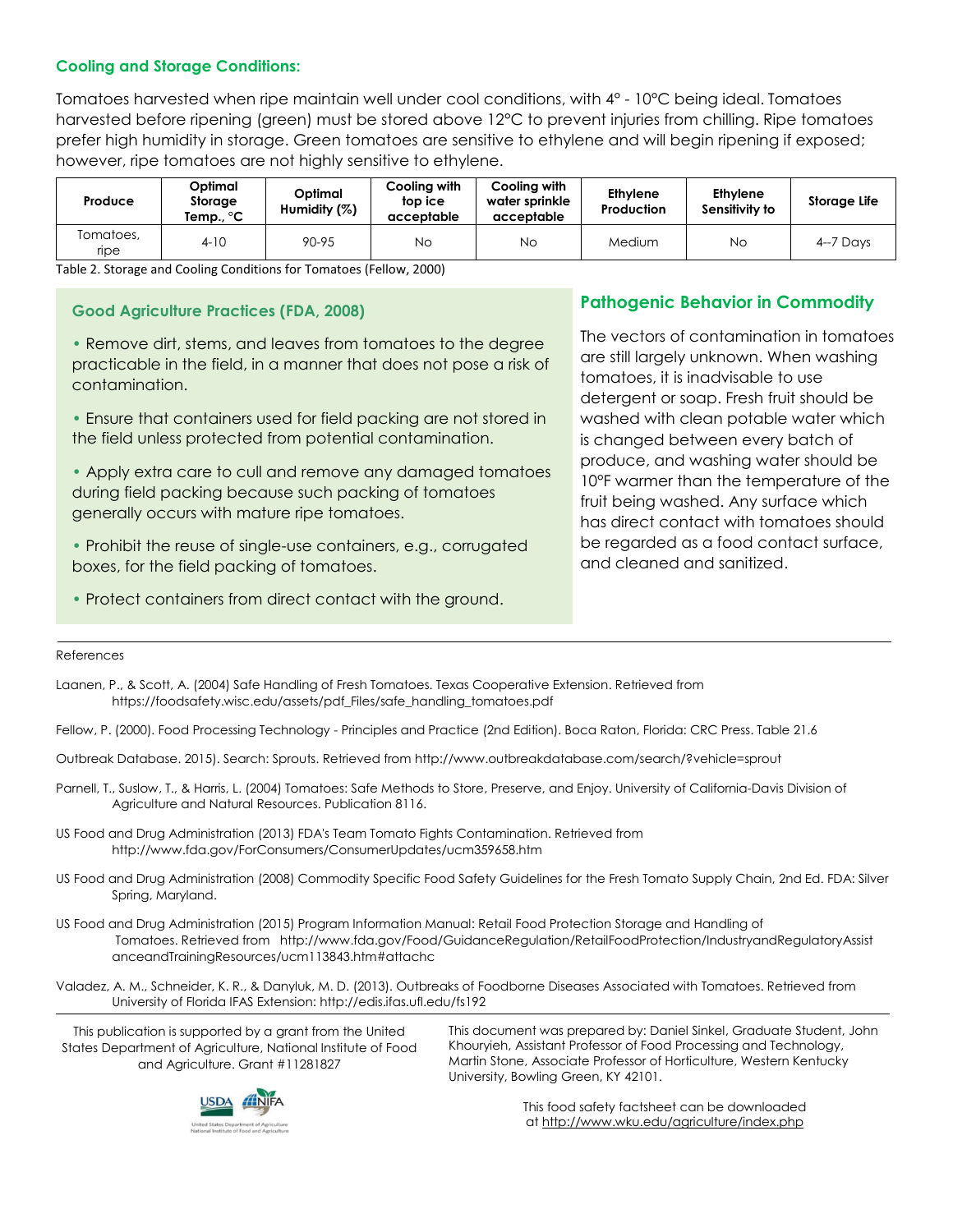### Cooling and Storage Conditions:

Tomatoes harvested when ripe maintain well under cool conditions, with 4° - 10°C being ideal. Tomatoes harvested before ripening (green) must be stored above 12°C to prevent injuries from chilling. Ripe tomatoes prefer high humidity in storage. Green tomatoes are sensitive to ethylene and will begin ripening if exposed; however, ripe tomatoes are not highly sensitive to ethylene.

| Produce | Optimal Storage Temp., °C | Optimal Humidity (%) | Cooling with top ice acceptable | Cooling with water sprinkle acceptable | Ethylene Production | Ethylene Sensitivity to | Storage Life |
|---|---|---|---|---|---|---|---|
| Tomatoes, ripe | 4-10 | 90-95 | No | No | Medium | No | 4--7 Days |

Table 2. Storage and Cooling Conditions for Tomatoes (Fellow, 2000)

### Good Agriculture Practices (FDA, 2008)

- Remove dirt, stems, and leaves from tomatoes to the degree practicable in the field, in a manner that does not pose a risk of contamination.
- Ensure that containers used for field packing are not stored in the field unless protected from potential contamination.
- Apply extra care to cull and remove any damaged tomatoes during field packing because such packing of tomatoes generally occurs with mature ripe tomatoes.
- Prohibit the reuse of single-use containers, e.g., corrugated boxes, for the field packing of tomatoes.
- Protect containers from direct contact with the ground.

### Pathogenic Behavior in Commodity

The vectors of contamination in tomatoes are still largely unknown. When washing tomatoes, it is inadvisable to use detergent or soap. Fresh fruit should be washed with clean potable water which is changed between every batch of produce, and washing water should be 10°F warmer than the temperature of the fruit being washed. Any surface which has direct contact with tomatoes should be regarded as a food contact surface, and cleaned and sanitized.

---

References

Laanen, P., & Scott, A. (2004) Safe Handling of Fresh Tomatoes. Texas Cooperative Extension. Retrieved from https://foodsafety.wisc.edu/assets/pdf_Files/safe_handling_tomatoes.pdf

Fellow, P. (2000). Food Processing Technology - Principles and Practice (2nd Edition). Boca Raton, Florida: CRC Press. Table 21.6

Outbreak Database. 2015). Search: Sprouts. Retrieved from http://www.outbreakdatabase.com/search/?vehicle=sprout

Parnell, T., Suslow, T., & Harris, L. (2004) Tomatoes: Safe Methods to Store, Preserve, and Enjoy. University of California-Davis Division of Agriculture and Natural Resources. Publication 8116.

US Food and Drug Administration (2013) FDA's Team Tomato Fights Contamination. Retrieved from http://www.fda.gov/ForConsumers/ConsumerUpdates/ucm359658.htm

US Food and Drug Administration (2008) Commodity Specific Food Safety Guidelines for the Fresh Tomato Supply Chain, 2nd Ed. FDA: Silver Spring, Maryland.

US Food and Drug Administration (2015) Program Information Manual: Retail Food Protection Storage and Handling of Tomatoes. Retrieved from http://www.fda.gov/Food/GuidanceRegulation/RetailFoodProtection/IndustryandRegulatoryAssistanceandTrainingResources/ucm113843.htm#attachc

Valadez, A. M., Schneider, K. R., & Danyluk, M. D. (2013). Outbreaks of Foodborne Diseases Associated with Tomatoes. Retrieved from University of Florida IFAS Extension: http://edis.ifas.ufl.edu/fs192

---

This publication is supported by a grant from the United States Department of Agriculture, National Institute of Food and Agriculture. Grant #11281827

This document was prepared by: Daniel Sinkel, Graduate Student, John Khouryieh, Assistant Professor of Food Processing and Technology, Martin Stone, Associate Professor of Horticulture, Western Kentucky University, Bowling Green, KY 42101.

This food safety factsheet can be downloaded at http://www.wku.edu/agriculture/index.php